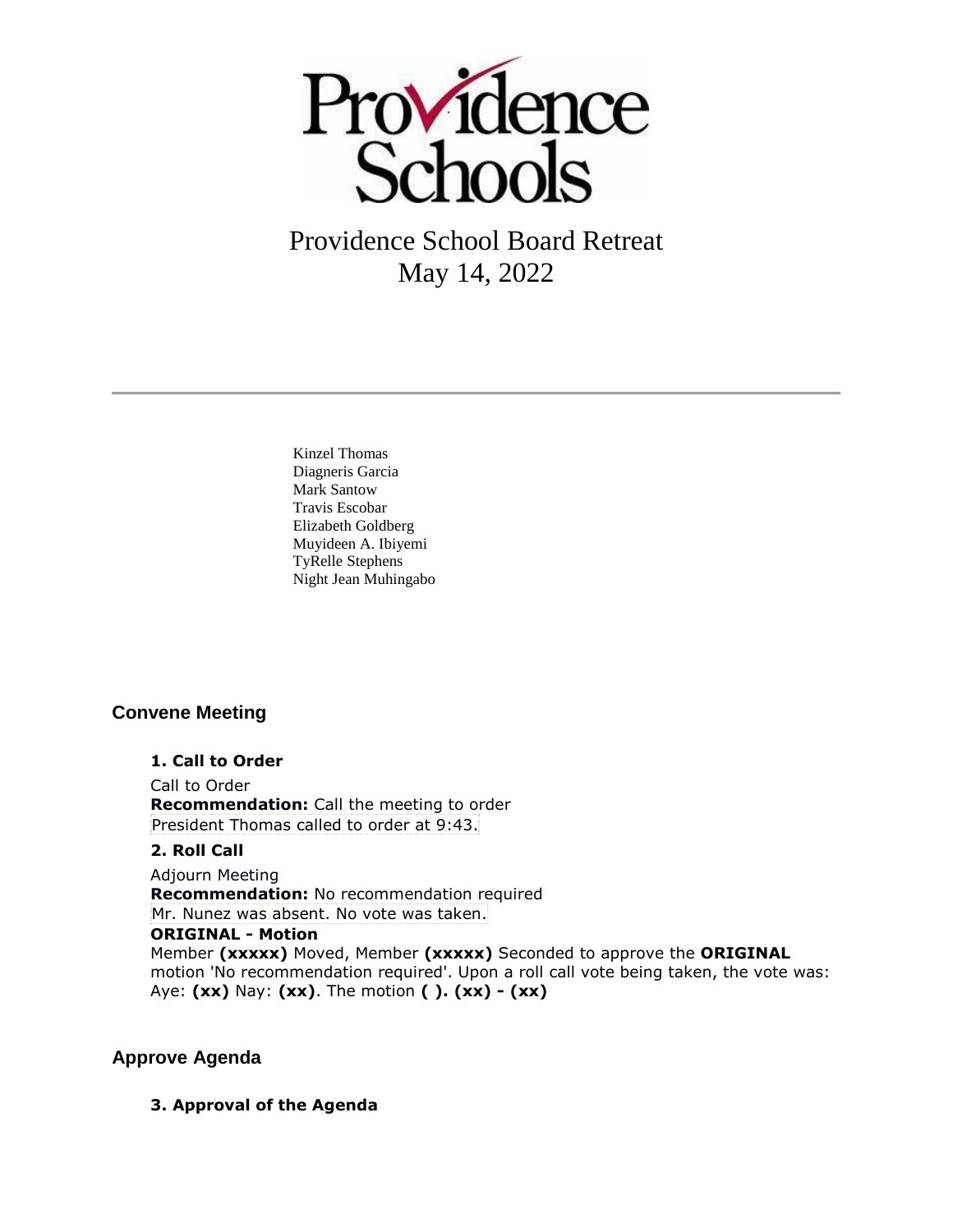# Providence School Board Retreat

May 14, 2022

---

Kinzel Thomas
Diagneris Garcia
Mark Santow
Travis Escobar
Elizabeth Goldberg
Muyideen A. Ibiyemi
TyRelle Stephens
Night Jean Muhingabo

## Convene Meeting

### 1. Call to Order

Call to Order

**Recommendation:** Call the meeting to order

President Thomas called to order at 9:43.

### 2. Roll Call

Adjourn Meeting

**Recommendation:** No recommendation required

Mr. Nunez was absent. No vote was taken.

**ORIGINAL - Motion**

Member **(xxxxx)** Moved, Member **(xxxxx)** Seconded to approve the **ORIGINAL** motion 'No recommendation required'. Upon a roll call vote being taken, the vote was: Aye: **(xx)** Nay: **(xx)**. The motion **( ). (xx) - (xx)**

## Approve Agenda

### 3. Approval of the Agenda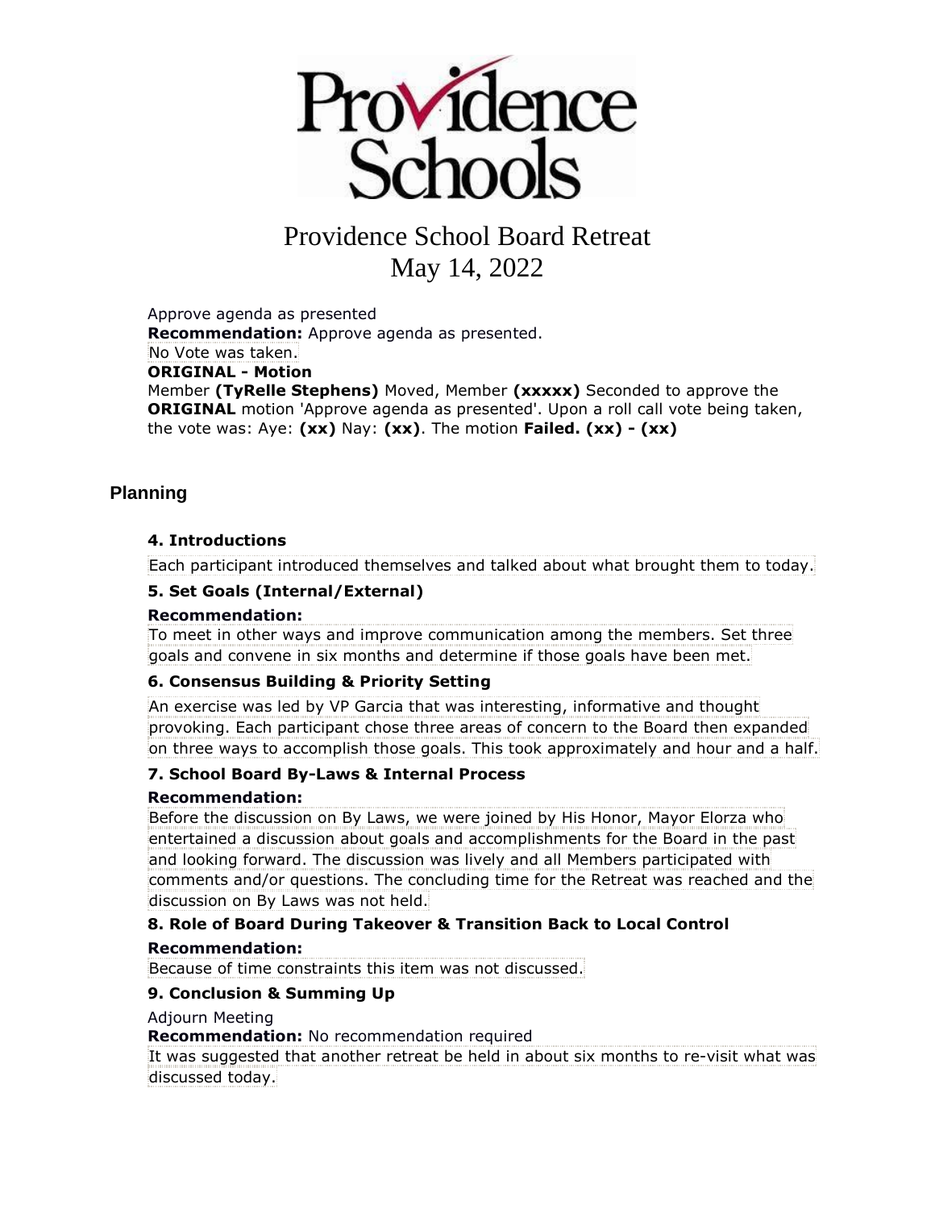# Providence School Board Retreat
# May 14, 2022

Approve agenda as presented
**Recommendation:** Approve agenda as presented.
No Vote was taken.
**ORIGINAL - Motion**
Member **(TyRelle Stephens)** Moved, Member **(xxxxx)** Seconded to approve the **ORIGINAL** motion 'Approve agenda as presented'. Upon a roll call vote being taken, the vote was: Aye: **(xx)** Nay: **(xx)**. The motion **Failed. (xx) - (xx)**

## Planning

### 4. Introductions

Each participant introduced themselves and talked about what brought them to today.

### 5. Set Goals (Internal/External)

**Recommendation:**
To meet in other ways and improve communication among the members. Set three goals and convene in six months and determine if those goals have been met.

### 6. Consensus Building & Priority Setting

An exercise was led by VP Garcia that was interesting, informative and thought provoking. Each participant chose three areas of concern to the Board then expanded on three ways to accomplish those goals. This took approximately and hour and a half.

### 7. School Board By-Laws & Internal Process

**Recommendation:**
Before the discussion on By Laws, we were joined by His Honor, Mayor Elorza who entertained a discussion about goals and accomplishments for the Board in the past and looking forward. The discussion was lively and all Members participated with comments and/or questions. The concluding time for the Retreat was reached and the discussion on By Laws was not held.

### 8. Role of Board During Takeover & Transition Back to Local Control

**Recommendation:**
Because of time constraints this item was not discussed.

### 9. Conclusion & Summing Up

Adjourn Meeting
**Recommendation:** No recommendation required
It was suggested that another retreat be held in about six months to re-visit what was discussed today.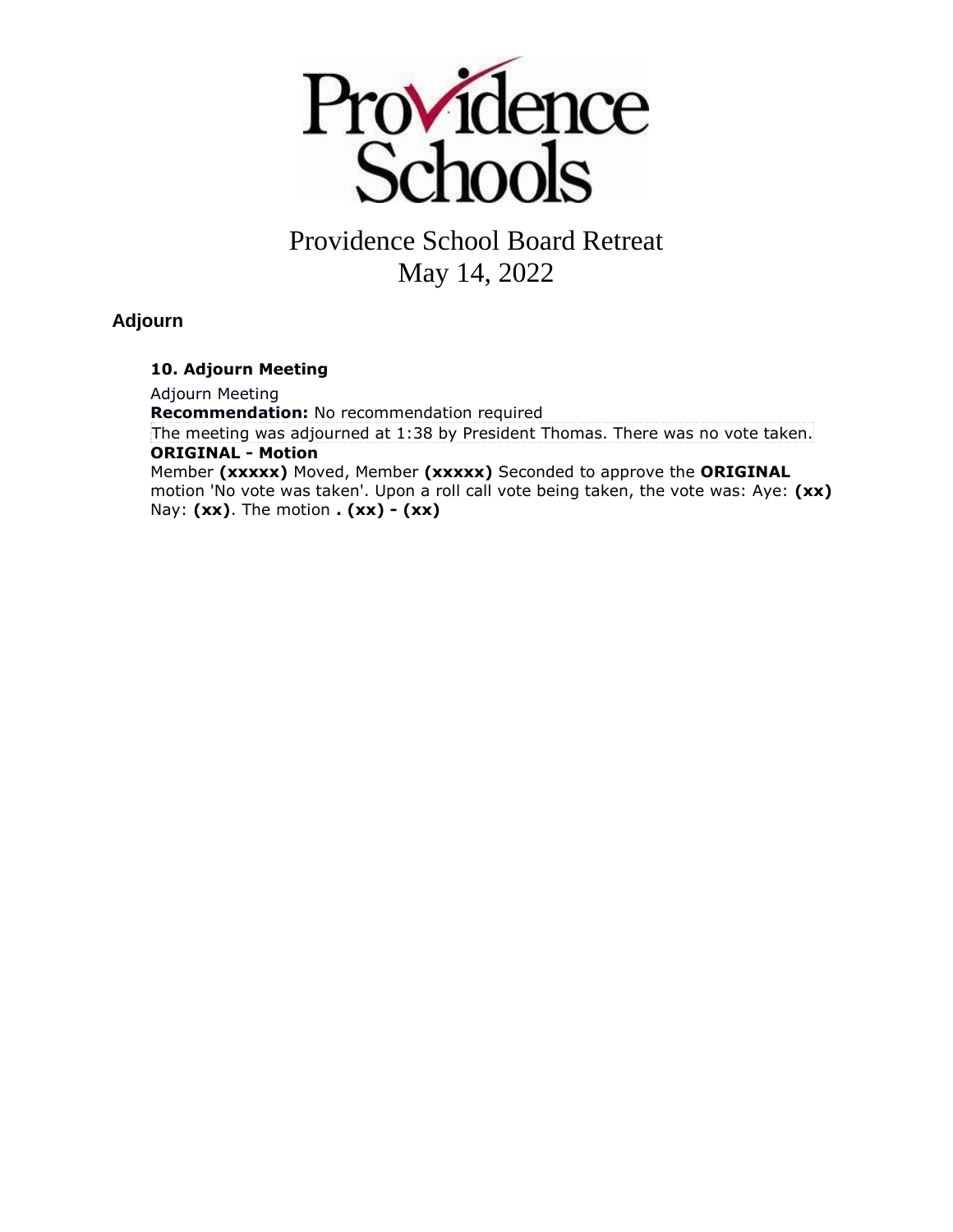Providence Schools

# Providence School Board Retreat
# May 14, 2022

## Adjourn

### 10. Adjourn Meeting

Adjourn Meeting

**Recommendation:** No recommendation required

The meeting was adjourned at 1:38 by President Thomas. There was no vote taken.

**ORIGINAL - Motion**

Member **(xxxxx)** Moved, Member **(xxxxx)** Seconded to approve the **ORIGINAL** motion 'No vote was taken'. Upon a roll call vote being taken, the vote was: Aye: **(xx)** Nay: **(xx)**. The motion **. (xx) - (xx)**